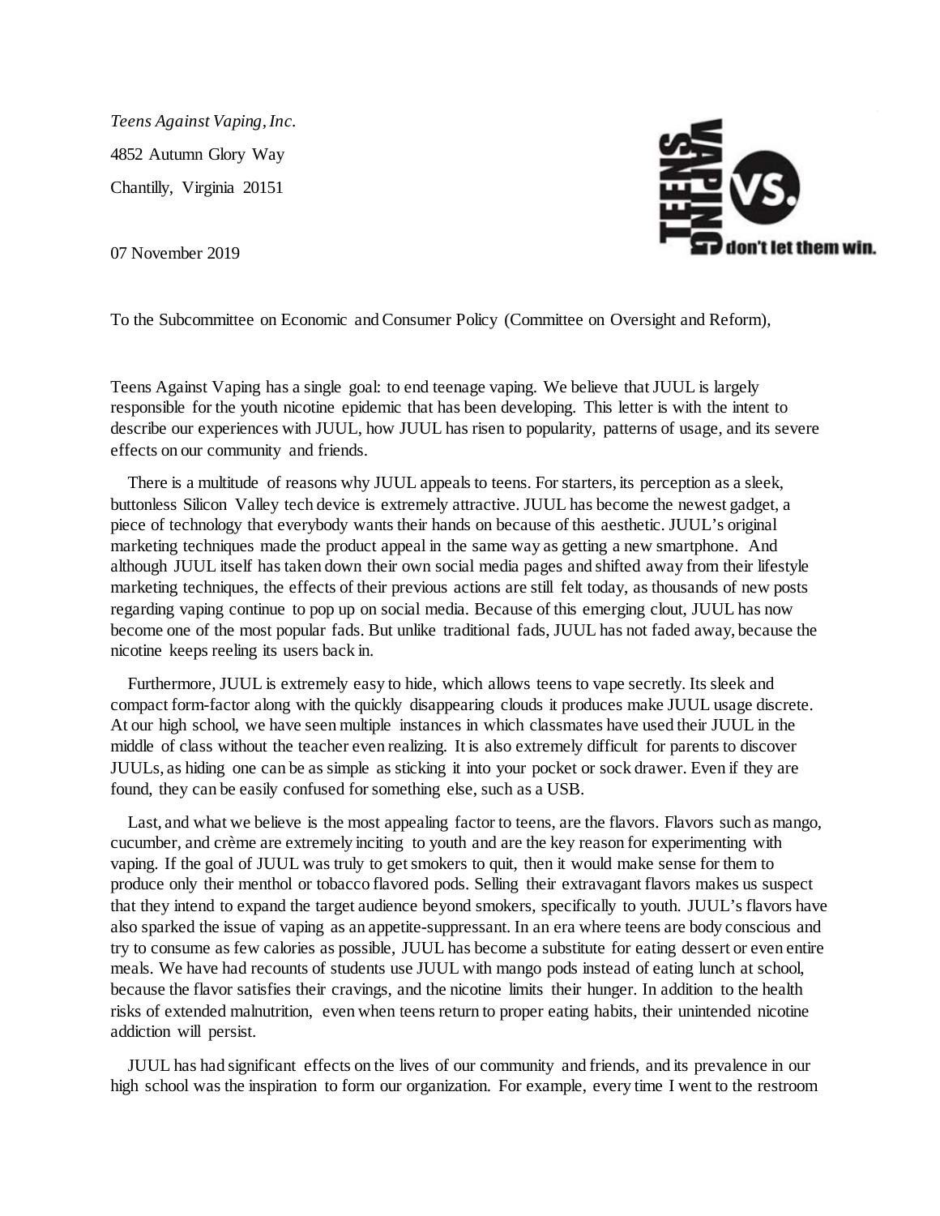*Teens Against Vaping, Inc.*

4852 Autumn Glory Way

Chantilly, Virginia 20151

07 November 2019

To the Subcommittee on Economic and Consumer Policy (Committee on Oversight and Reform),

Teens Against Vaping has a single goal: to end teenage vaping. We believe that JUUL is largely responsible for the youth nicotine epidemic that has been developing. This letter is with the intent to describe our experiences with JUUL, how JUUL has risen to popularity, patterns of usage, and its severe effects on our community and friends.

There is a multitude of reasons why JUUL appeals to teens. For starters, its perception as a sleek, buttonless Silicon Valley tech device is extremely attractive. JUUL has become the newest gadget, a piece of technology that everybody wants their hands on because of this aesthetic. JUUL's original marketing techniques made the product appeal in the same way as getting a new smartphone. And although JUUL itself has taken down their own social media pages and shifted away from their lifestyle marketing techniques, the effects of their previous actions are still felt today, as thousands of new posts regarding vaping continue to pop up on social media. Because of this emerging clout, JUUL has now become one of the most popular fads. But unlike traditional fads, JUUL has not faded away, because the nicotine keeps reeling its users back in.

Furthermore, JUUL is extremely easy to hide, which allows teens to vape secretly. Its sleek and compact form-factor along with the quickly disappearing clouds it produces make JUUL usage discrete. At our high school, we have seen multiple instances in which classmates have used their JUUL in the middle of class without the teacher even realizing. It is also extremely difficult for parents to discover JUULs, as hiding one can be as simple as sticking it into your pocket or sock drawer. Even if they are found, they can be easily confused for something else, such as a USB.

Last, and what we believe is the most appealing factor to teens, are the flavors. Flavors such as mango, cucumber, and crème are extremely inciting to youth and are the key reason for experimenting with vaping. If the goal of JUUL was truly to get smokers to quit, then it would make sense for them to produce only their menthol or tobacco flavored pods. Selling their extravagant flavors makes us suspect that they intend to expand the target audience beyond smokers, specifically to youth. JUUL's flavors have also sparked the issue of vaping as an appetite-suppressant. In an era where teens are body conscious and try to consume as few calories as possible, JUUL has become a substitute for eating dessert or even entire meals. We have had recounts of students use JUUL with mango pods instead of eating lunch at school, because the flavor satisfies their cravings, and the nicotine limits their hunger. In addition to the health risks of extended malnutrition, even when teens return to proper eating habits, their unintended nicotine addiction will persist.

JUUL has had significant effects on the lives of our community and friends, and its prevalence in our high school was the inspiration to form our organization. For example, every time I went to the restroom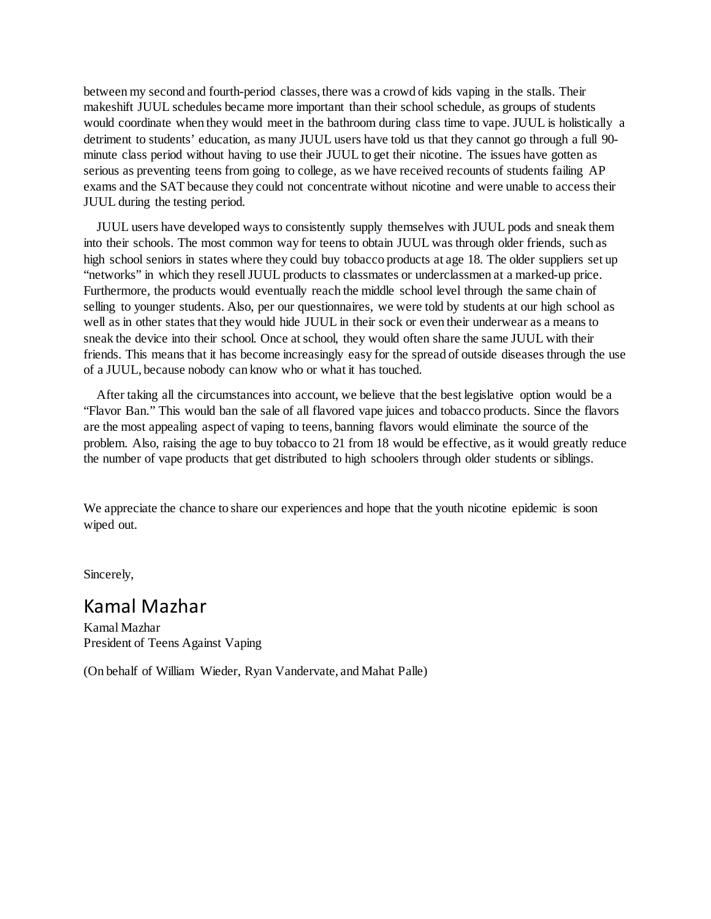between my second and fourth-period classes, there was a crowd of kids vaping in the stalls. Their makeshift JUUL schedules became more important than their school schedule, as groups of students would coordinate when they would meet in the bathroom during class time to vape. JUUL is holistically a detriment to students' education, as many JUUL users have told us that they cannot go through a full 90-minute class period without having to use their JUUL to get their nicotine. The issues have gotten as serious as preventing teens from going to college, as we have received recounts of students failing AP exams and the SAT because they could not concentrate without nicotine and were unable to access their JUUL during the testing period.

JUUL users have developed ways to consistently supply themselves with JUUL pods and sneak them into their schools. The most common way for teens to obtain JUUL was through older friends, such as high school seniors in states where they could buy tobacco products at age 18. The older suppliers set up "networks" in which they resell JUUL products to classmates or underclassmen at a marked-up price. Furthermore, the products would eventually reach the middle school level through the same chain of selling to younger students. Also, per our questionnaires, we were told by students at our high school as well as in other states that they would hide JUUL in their sock or even their underwear as a means to sneak the device into their school. Once at school, they would often share the same JUUL with their friends. This means that it has become increasingly easy for the spread of outside diseases through the use of a JUUL, because nobody can know who or what it has touched.

After taking all the circumstances into account, we believe that the best legislative option would be a "Flavor Ban." This would ban the sale of all flavored vape juices and tobacco products. Since the flavors are the most appealing aspect of vaping to teens, banning flavors would eliminate the source of the problem. Also, raising the age to buy tobacco to 21 from 18 would be effective, as it would greatly reduce the number of vape products that get distributed to high schoolers through older students or siblings.

We appreciate the chance to share our experiences and hope that the youth nicotine epidemic is soon wiped out.

Sincerely,

Kamal Mazhar

Kamal Mazhar
President of Teens Against Vaping

(On behalf of William Wieder, Ryan Vandervate, and Mahat Palle)